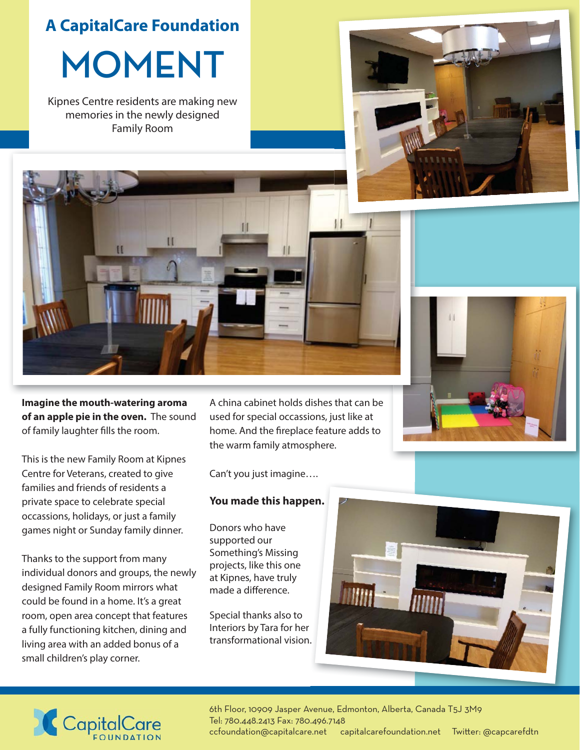## A CapitalCare Foundation

# MOMENT

Kipnes Centre residents are making new memories in the newly designed Family Room

**Imagine the mouth-watering aroma of an apple pie in the oven.** The sound of family laughter fills the room.

This is the new Family Room at Kipnes Centre for Veterans, created to give families and friends of residents a private space to celebrate special occasions, holidays, or just a family games night or Sunday family dinner.

Thanks to the support from many individual donors and groups, the newly designed Family Room mirrors what could be found in a home. It's a great room, open area concept that features a fully functioning kitchen, dining and living area with an added bonus of a small children's play corner.

A china cabinet holds dishes that can be used for special occassions, just like at home. And the fireplace feature adds to the warm family atmosphere.

Can't you just imagine….

**You made this happen.**

Donors who have supported our Something's Missing projects, like this one at Kipnes, have truly made a difference.

Special thanks also to Interiors by Tara for her transformational vision.

CapitalCare FOUNDATION

6th Floor, 10909 Jasper Avenue, Edmonton, Alberta, Canada T5J 3M9
Tel: 780.448.2413 Fax: 780.496.7148
ccfoundation@capitalcare.net capitalcarefoundation.net Twitter: @capcarefdtn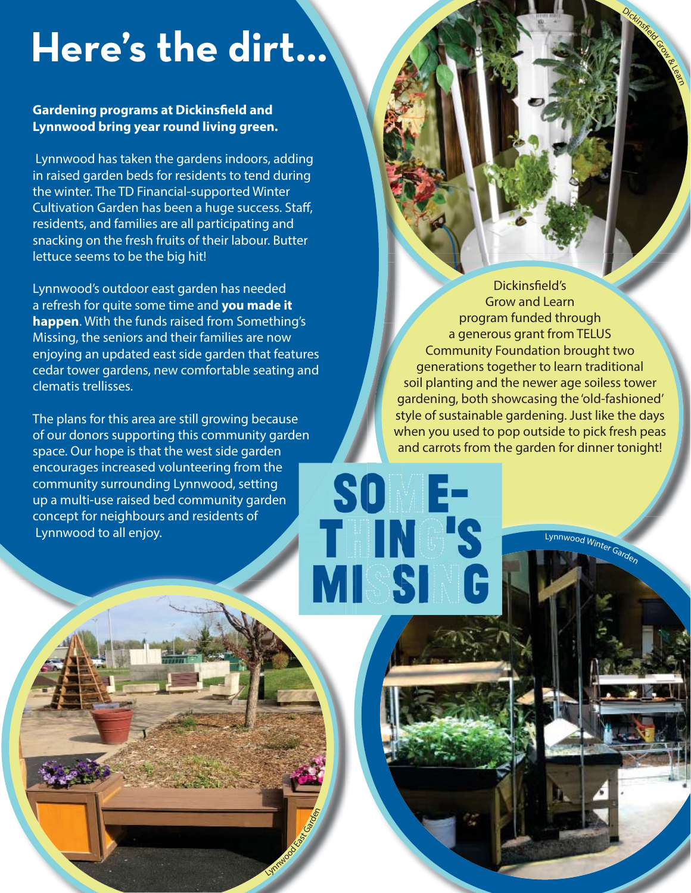# Here's the dirt...

**Gardening programs at Dickinsfield and Lynnwood bring year round living green.**

Lynnwood has taken the gardens indoors, adding in raised garden beds for residents to tend during the winter. The TD Financial-supported Winter Cultivation Garden has been a huge success. Staff, residents, and families are all participating and snacking on the fresh fruits of their labour. Butter lettuce seems to be the big hit!

Lynnwood's outdoor east garden has needed a refresh for quite some time and **you made it happen**. With the funds raised from Something's Missing, the seniors and their families are now enjoying an updated east side garden that features cedar tower gardens, new comfortable seating and clematis trellisses.

The plans for this area are still growing because of our donors supporting this community garden space. Our hope is that the west side garden encourages increased volunteering from the community surrounding Lynnwood, setting up a multi-use raised bed community garden concept for neighbours and residents of Lynnwood to all enjoy.

Dickinsfield Grow & Learn

Dickinsfield's Grow and Learn program funded through a generous grant from TELUS Community Foundation brought two generations together to learn traditional soil planting and the newer age soiless tower gardening, both showcasing the 'old-fashioned' style of sustainable gardening. Just like the days when you used to pop outside to pick fresh peas and carrots from the garden for dinner tonight!

SOMETHING'S MISSING

Lynnwood Winter Garden

Lynnwood East Garden